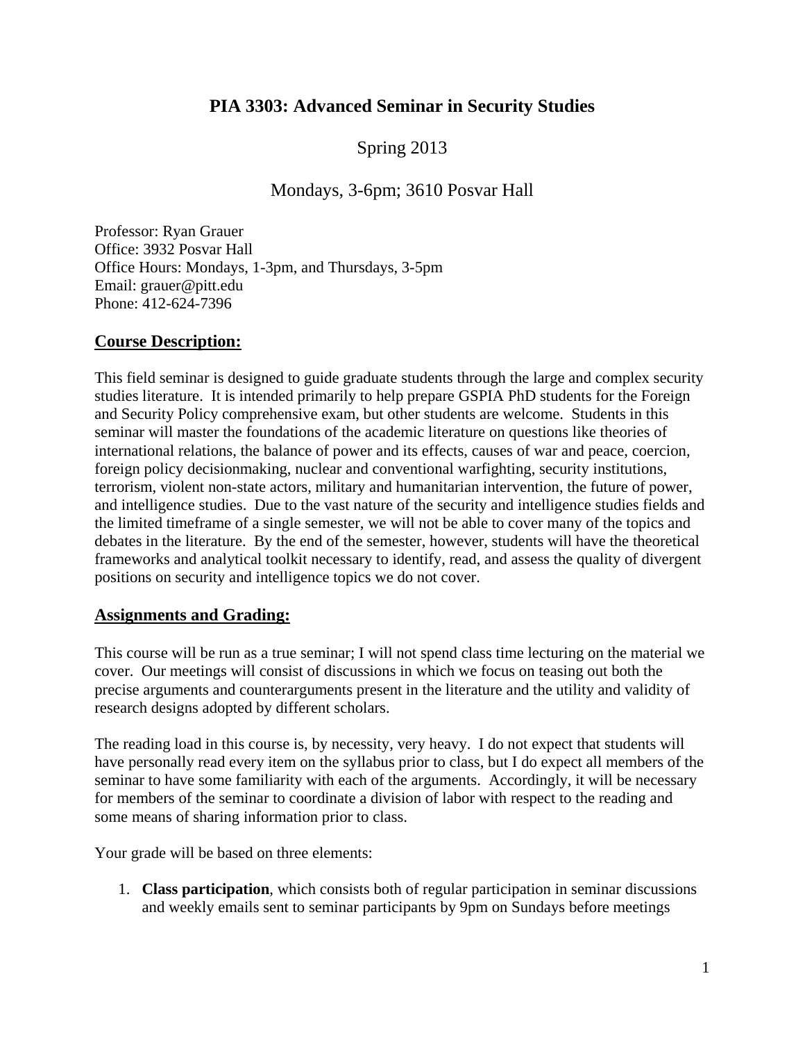# PIA 3303: Advanced Seminar in Security Studies

Spring 2013

Mondays, 3-6pm; 3610 Posvar Hall

Professor: Ryan Grauer
Office: 3932 Posvar Hall
Office Hours: Mondays, 1-3pm, and Thursdays, 3-5pm
Email: grauer@pitt.edu
Phone: 412-624-7396

## Course Description:

This field seminar is designed to guide graduate students through the large and complex security studies literature. It is intended primarily to help prepare GSPIA PhD students for the Foreign and Security Policy comprehensive exam, but other students are welcome. Students in this seminar will master the foundations of the academic literature on questions like theories of international relations, the balance of power and its effects, causes of war and peace, coercion, foreign policy decisionmaking, nuclear and conventional warfighting, security institutions, terrorism, violent non-state actors, military and humanitarian intervention, the future of power, and intelligence studies. Due to the vast nature of the security and intelligence studies fields and the limited timeframe of a single semester, we will not be able to cover many of the topics and debates in the literature. By the end of the semester, however, students will have the theoretical frameworks and analytical toolkit necessary to identify, read, and assess the quality of divergent positions on security and intelligence topics we do not cover.

## Assignments and Grading:

This course will be run as a true seminar; I will not spend class time lecturing on the material we cover. Our meetings will consist of discussions in which we focus on teasing out both the precise arguments and counterarguments present in the literature and the utility and validity of research designs adopted by different scholars.

The reading load in this course is, by necessity, very heavy. I do not expect that students will have personally read every item on the syllabus prior to class, but I do expect all members of the seminar to have some familiarity with each of the arguments. Accordingly, it will be necessary for members of the seminar to coordinate a division of labor with respect to the reading and some means of sharing information prior to class.

Your grade will be based on three elements:

1. **Class participation**, which consists both of regular participation in seminar discussions and weekly emails sent to seminar participants by 9pm on Sundays before meetings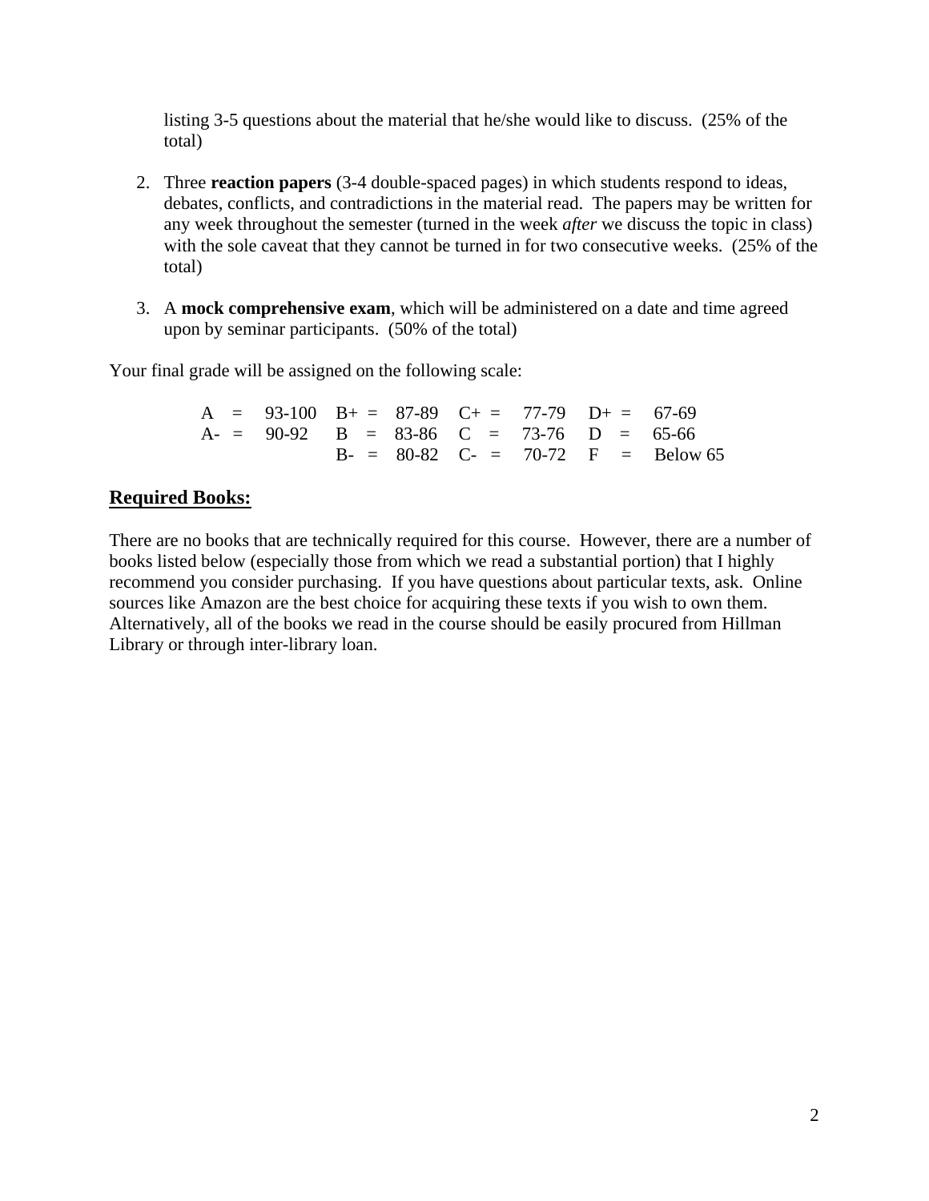listing 3-5 questions about the material that he/she would like to discuss. (25% of the total)

2. Three **reaction papers** (3-4 double-spaced pages) in which students respond to ideas, debates, conflicts, and contradictions in the material read. The papers may be written for any week throughout the semester (turned in the week *after* we discuss the topic in class) with the sole caveat that they cannot be turned in for two consecutive weeks. (25% of the total)

3. A **mock comprehensive exam**, which will be administered on a date and time agreed upon by seminar participants. (50% of the total)

Your final grade will be assigned on the following scale:

| | | | | | | | |
|---|---|---|---|---|---|---|---|
| A = | 93-100 | B+ = | 87-89 | C+ = | 77-79 | D+ = | 67-69 |
| A- = | 90-92 | B = | 83-86 | C = | 73-76 | D = | 65-66 |
| | | B- = | 80-82 | C- = | 70-72 | F = | Below 65 |

## Required Books:

There are no books that are technically required for this course. However, there are a number of books listed below (especially those from which we read a substantial portion) that I highly recommend you consider purchasing. If you have questions about particular texts, ask. Online sources like Amazon are the best choice for acquiring these texts if you wish to own them. Alternatively, all of the books we read in the course should be easily procured from Hillman Library or through inter-library loan.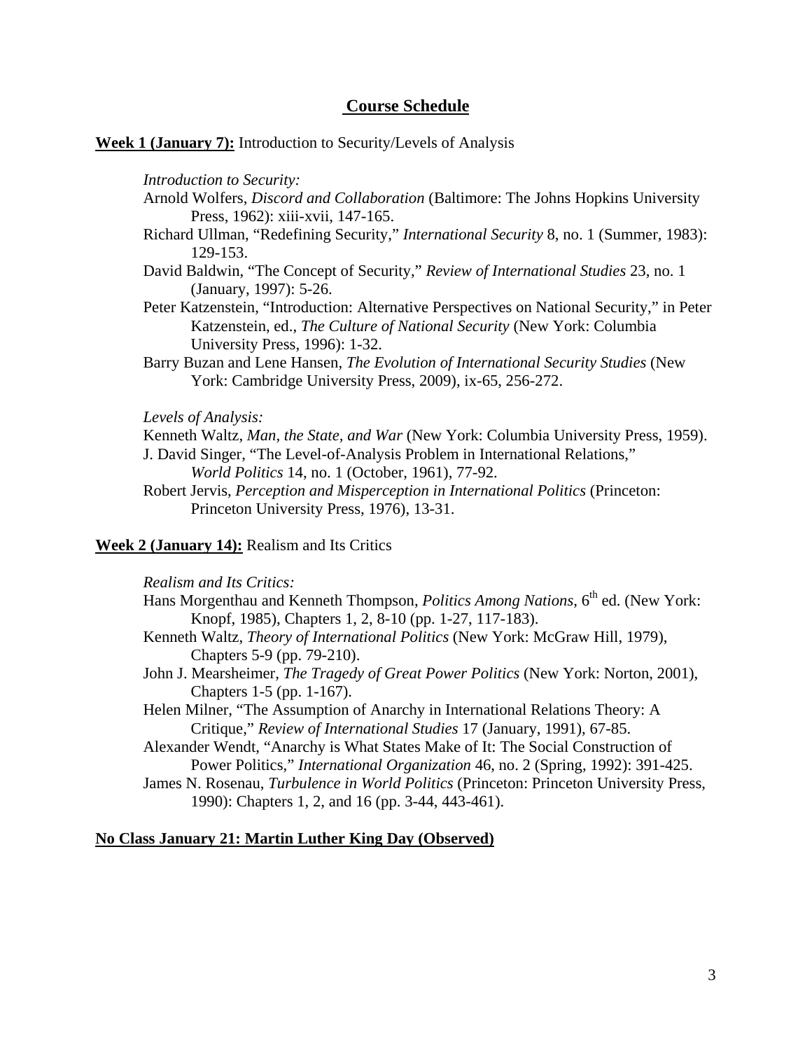## Course Schedule

**Week 1 (January 7):** Introduction to Security/Levels of Analysis

*Introduction to Security:*

Arnold Wolfers, *Discord and Collaboration* (Baltimore: The Johns Hopkins University Press, 1962): xiii-xvii, 147-165.

Richard Ullman, "Redefining Security," *International Security* 8, no. 1 (Summer, 1983): 129-153.

David Baldwin, "The Concept of Security," *Review of International Studies* 23, no. 1 (January, 1997): 5-26.

Peter Katzenstein, "Introduction: Alternative Perspectives on National Security," in Peter Katzenstein, ed., *The Culture of National Security* (New York: Columbia University Press, 1996): 1-32.

Barry Buzan and Lene Hansen, *The Evolution of International Security Studies* (New York: Cambridge University Press, 2009), ix-65, 256-272.

*Levels of Analysis:*

Kenneth Waltz, *Man, the State, and War* (New York: Columbia University Press, 1959).

J. David Singer, "The Level-of-Analysis Problem in International Relations," *World Politics* 14, no. 1 (October, 1961), 77-92.

Robert Jervis, *Perception and Misperception in International Politics* (Princeton: Princeton University Press, 1976), 13-31.

**Week 2 (January 14):** Realism and Its Critics

*Realism and Its Critics:*

Hans Morgenthau and Kenneth Thompson, *Politics Among Nations*, 6th ed. (New York: Knopf, 1985), Chapters 1, 2, 8-10 (pp. 1-27, 117-183).

Kenneth Waltz, *Theory of International Politics* (New York: McGraw Hill, 1979), Chapters 5-9 (pp. 79-210).

John J. Mearsheimer, *The Tragedy of Great Power Politics* (New York: Norton, 2001), Chapters 1-5 (pp. 1-167).

Helen Milner, "The Assumption of Anarchy in International Relations Theory: A Critique," *Review of International Studies* 17 (January, 1991), 67-85.

Alexander Wendt, "Anarchy is What States Make of It: The Social Construction of Power Politics," *International Organization* 46, no. 2 (Spring, 1992): 391-425.

James N. Rosenau, *Turbulence in World Politics* (Princeton: Princeton University Press, 1990): Chapters 1, 2, and 16 (pp. 3-44, 443-461).

**No Class January 21: Martin Luther King Day (Observed)**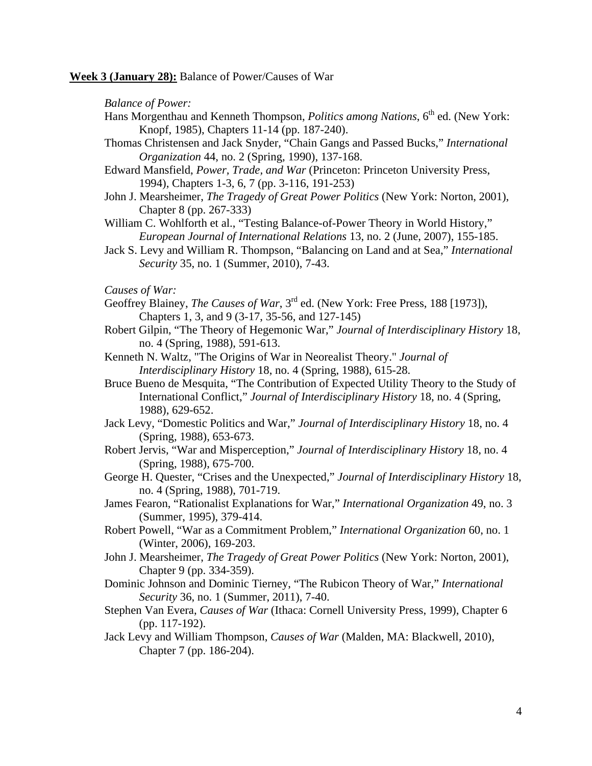**Week 3 (January 28):** Balance of Power/Causes of War

*Balance of Power:*

Hans Morgenthau and Kenneth Thompson, *Politics among Nations*, 6th ed. (New York: Knopf, 1985), Chapters 11-14 (pp. 187-240).

Thomas Christensen and Jack Snyder, "Chain Gangs and Passed Bucks," *International Organization* 44, no. 2 (Spring, 1990), 137-168.

Edward Mansfield, *Power, Trade, and War* (Princeton: Princeton University Press, 1994), Chapters 1-3, 6, 7 (pp. 3-116, 191-253)

John J. Mearsheimer, *The Tragedy of Great Power Politics* (New York: Norton, 2001), Chapter 8 (pp. 267-333)

William C. Wohlforth et al., "Testing Balance-of-Power Theory in World History," *European Journal of International Relations* 13, no. 2 (June, 2007), 155-185.

Jack S. Levy and William R. Thompson, "Balancing on Land and at Sea," *International Security* 35, no. 1 (Summer, 2010), 7-43.

*Causes of War:*

Geoffrey Blainey, *The Causes of War*, 3rd ed. (New York: Free Press, 188 [1973]), Chapters 1, 3, and 9 (3-17, 35-56, and 127-145)

Robert Gilpin, "The Theory of Hegemonic War," *Journal of Interdisciplinary History* 18, no. 4 (Spring, 1988), 591-613.

Kenneth N. Waltz, "The Origins of War in Neorealist Theory." *Journal of Interdisciplinary History* 18, no. 4 (Spring, 1988), 615-28.

Bruce Bueno de Mesquita, "The Contribution of Expected Utility Theory to the Study of International Conflict," *Journal of Interdisciplinary History* 18, no. 4 (Spring, 1988), 629-652.

Jack Levy, "Domestic Politics and War," *Journal of Interdisciplinary History* 18, no. 4 (Spring, 1988), 653-673.

Robert Jervis, "War and Misperception," *Journal of Interdisciplinary History* 18, no. 4 (Spring, 1988), 675-700.

George H. Quester, "Crises and the Unexpected," *Journal of Interdisciplinary History* 18, no. 4 (Spring, 1988), 701-719.

James Fearon, "Rationalist Explanations for War," *International Organization* 49, no. 3 (Summer, 1995), 379-414.

Robert Powell, "War as a Commitment Problem," *International Organization* 60, no. 1 (Winter, 2006), 169-203.

John J. Mearsheimer, *The Tragedy of Great Power Politics* (New York: Norton, 2001), Chapter 9 (pp. 334-359).

Dominic Johnson and Dominic Tierney, "The Rubicon Theory of War," *International Security* 36, no. 1 (Summer, 2011), 7-40.

Stephen Van Evera, *Causes of War* (Ithaca: Cornell University Press, 1999), Chapter 6 (pp. 117-192).

Jack Levy and William Thompson, *Causes of War* (Malden, MA: Blackwell, 2010), Chapter 7 (pp. 186-204).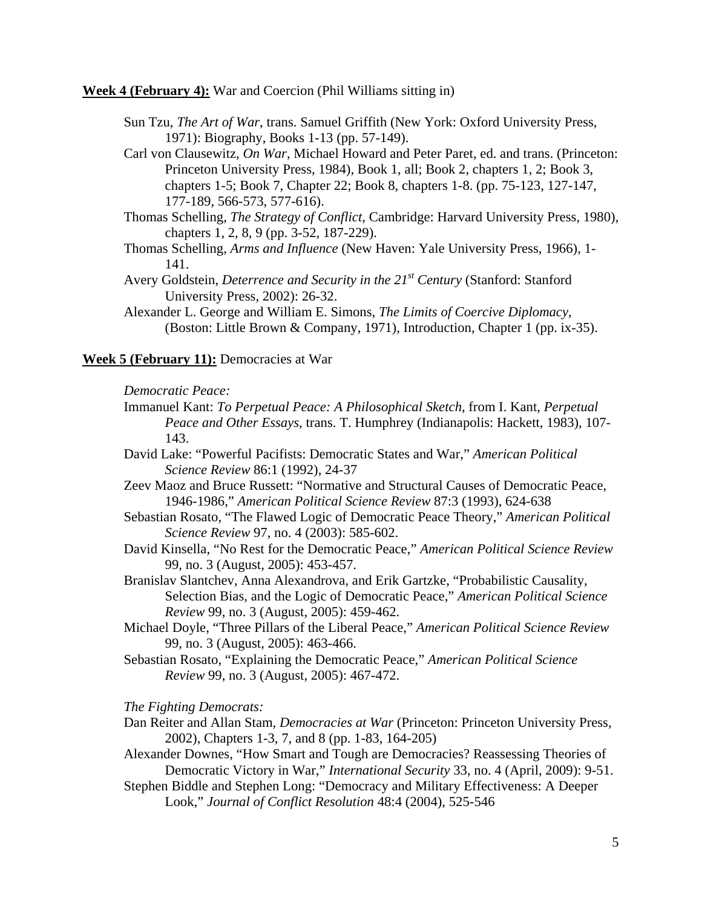**Week 4 (February 4):** War and Coercion (Phil Williams sitting in)

- Sun Tzu, *The Art of War*, trans. Samuel Griffith (New York: Oxford University Press, 1971): Biography, Books 1-13 (pp. 57-149).
- Carl von Clausewitz, *On War*, Michael Howard and Peter Paret, ed. and trans. (Princeton: Princeton University Press, 1984), Book 1, all; Book 2, chapters 1, 2; Book 3, chapters 1-5; Book 7, Chapter 22; Book 8, chapters 1-8. (pp. 75-123, 127-147, 177-189, 566-573, 577-616).
- Thomas Schelling, *The Strategy of Conflict*, Cambridge: Harvard University Press, 1980), chapters 1, 2, 8, 9 (pp. 3-52, 187-229).
- Thomas Schelling, *Arms and Influence* (New Haven: Yale University Press, 1966), 1-141.
- Avery Goldstein, *Deterrence and Security in the 21st Century* (Stanford: Stanford University Press, 2002): 26-32.
- Alexander L. George and William E. Simons, *The Limits of Coercive Diplomacy*, (Boston: Little Brown & Company, 1971), Introduction, Chapter 1 (pp. ix-35).

**Week 5 (February 11):** Democracies at War

*Democratic Peace:*

- Immanuel Kant: *To Perpetual Peace: A Philosophical Sketch*, from I. Kant, *Perpetual Peace and Other Essays*, trans. T. Humphrey (Indianapolis: Hackett, 1983), 107-143.
- David Lake: "Powerful Pacifists: Democratic States and War," *American Political Science Review* 86:1 (1992), 24-37
- Zeev Maoz and Bruce Russett: "Normative and Structural Causes of Democratic Peace, 1946-1986," *American Political Science Review* 87:3 (1993), 624-638
- Sebastian Rosato, "The Flawed Logic of Democratic Peace Theory," *American Political Science Review* 97, no. 4 (2003): 585-602.
- David Kinsella, "No Rest for the Democratic Peace," *American Political Science Review* 99, no. 3 (August, 2005): 453-457.
- Branislav Slantchev, Anna Alexandrova, and Erik Gartzke, "Probabilistic Causality, Selection Bias, and the Logic of Democratic Peace," *American Political Science Review* 99, no. 3 (August, 2005): 459-462.
- Michael Doyle, "Three Pillars of the Liberal Peace," *American Political Science Review* 99, no. 3 (August, 2005): 463-466.
- Sebastian Rosato, "Explaining the Democratic Peace," *American Political Science Review* 99, no. 3 (August, 2005): 467-472.

*The Fighting Democrats:*

- Dan Reiter and Allan Stam, *Democracies at War* (Princeton: Princeton University Press, 2002), Chapters 1-3, 7, and 8 (pp. 1-83, 164-205)
- Alexander Downes, "How Smart and Tough are Democracies? Reassessing Theories of Democratic Victory in War," *International Security* 33, no. 4 (April, 2009): 9-51.
- Stephen Biddle and Stephen Long: "Democracy and Military Effectiveness: A Deeper Look," *Journal of Conflict Resolution* 48:4 (2004), 525-546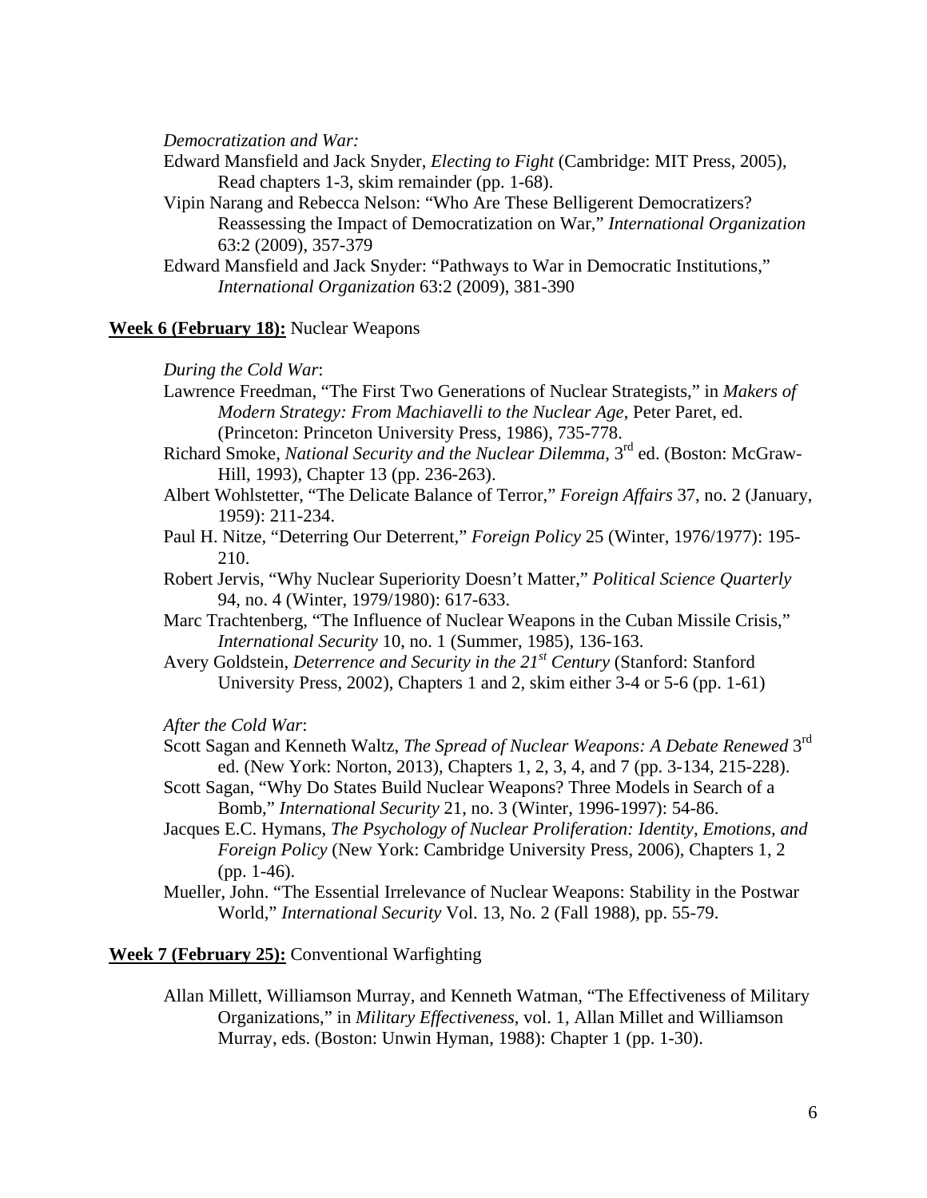*Democratization and War:*

Edward Mansfield and Jack Snyder, *Electing to Fight* (Cambridge: MIT Press, 2005), Read chapters 1-3, skim remainder (pp. 1-68).

Vipin Narang and Rebecca Nelson: "Who Are These Belligerent Democratizers? Reassessing the Impact of Democratization on War," *International Organization* 63:2 (2009), 357-379

Edward Mansfield and Jack Snyder: "Pathways to War in Democratic Institutions," *International Organization* 63:2 (2009), 381-390

**Week 6 (February 18):** Nuclear Weapons

*During the Cold War*:

Lawrence Freedman, "The First Two Generations of Nuclear Strategists," in *Makers of Modern Strategy: From Machiavelli to the Nuclear Age*, Peter Paret, ed. (Princeton: Princeton University Press, 1986), 735-778.

Richard Smoke, *National Security and the Nuclear Dilemma*, 3rd ed. (Boston: McGraw-Hill, 1993), Chapter 13 (pp. 236-263).

Albert Wohlstetter, "The Delicate Balance of Terror," *Foreign Affairs* 37, no. 2 (January, 1959): 211-234.

Paul H. Nitze, "Deterring Our Deterrent," *Foreign Policy* 25 (Winter, 1976/1977): 195-210.

Robert Jervis, "Why Nuclear Superiority Doesn't Matter," *Political Science Quarterly* 94, no. 4 (Winter, 1979/1980): 617-633.

Marc Trachtenberg, "The Influence of Nuclear Weapons in the Cuban Missile Crisis," *International Security* 10, no. 1 (Summer, 1985), 136-163.

Avery Goldstein, *Deterrence and Security in the 21st Century* (Stanford: Stanford University Press, 2002), Chapters 1 and 2, skim either 3-4 or 5-6 (pp. 1-61)

*After the Cold War*:

Scott Sagan and Kenneth Waltz, *The Spread of Nuclear Weapons: A Debate Renewed* 3rd ed. (New York: Norton, 2013), Chapters 1, 2, 3, 4, and 7 (pp. 3-134, 215-228).

Scott Sagan, "Why Do States Build Nuclear Weapons? Three Models in Search of a Bomb," *International Security* 21, no. 3 (Winter, 1996-1997): 54-86.

Jacques E.C. Hymans, *The Psychology of Nuclear Proliferation: Identity, Emotions, and Foreign Policy* (New York: Cambridge University Press, 2006), Chapters 1, 2 (pp. 1-46).

Mueller, John. "The Essential Irrelevance of Nuclear Weapons: Stability in the Postwar World," *International Security* Vol. 13, No. 2 (Fall 1988), pp. 55-79.

**Week 7 (February 25):** Conventional Warfighting

Allan Millett, Williamson Murray, and Kenneth Watman, "The Effectiveness of Military Organizations," in *Military Effectiveness*, vol. 1, Allan Millet and Williamson Murray, eds. (Boston: Unwin Hyman, 1988): Chapter 1 (pp. 1-30).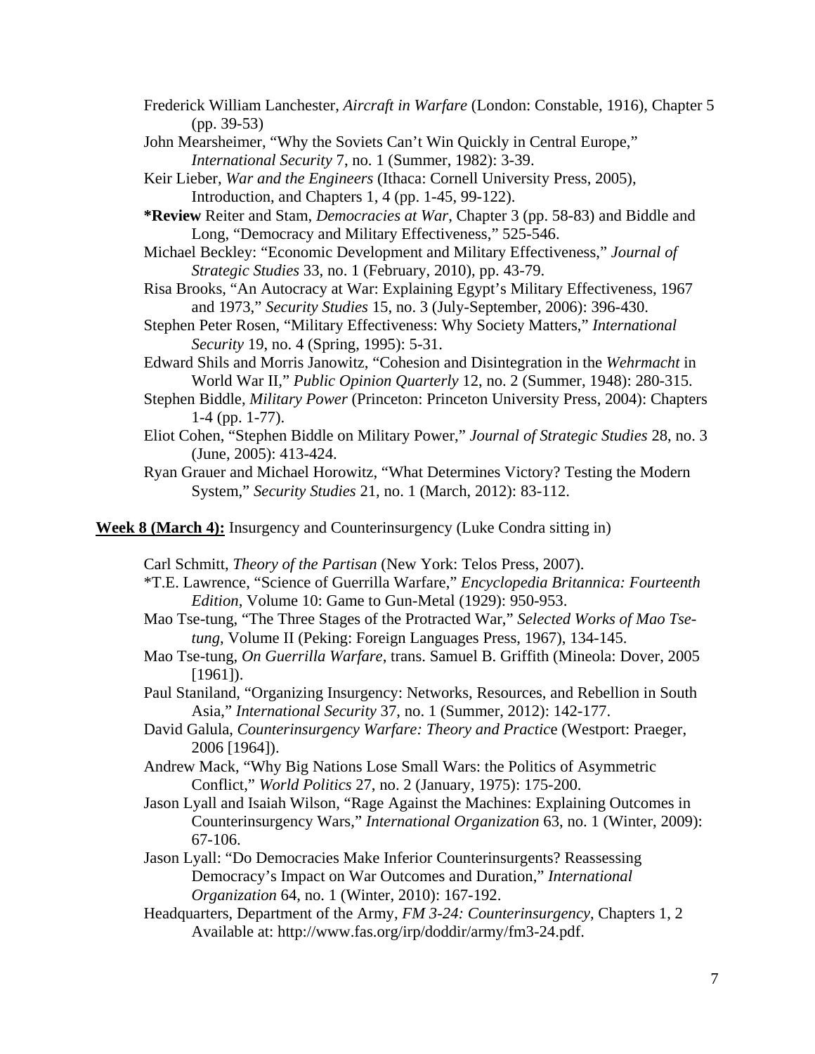Frederick William Lanchester, *Aircraft in Warfare* (London: Constable, 1916), Chapter 5 (pp. 39-53)

John Mearsheimer, "Why the Soviets Can't Win Quickly in Central Europe," *International Security* 7, no. 1 (Summer, 1982): 3-39.

Keir Lieber, *War and the Engineers* (Ithaca: Cornell University Press, 2005), Introduction, and Chapters 1, 4 (pp. 1-45, 99-122).

***Review** Reiter and Stam, *Democracies at War*, Chapter 3 (pp. 58-83) and Biddle and Long, "Democracy and Military Effectiveness," 525-546.

Michael Beckley: "Economic Development and Military Effectiveness," *Journal of Strategic Studies* 33, no. 1 (February, 2010), pp. 43-79.

Risa Brooks, "An Autocracy at War: Explaining Egypt's Military Effectiveness, 1967 and 1973," *Security Studies* 15, no. 3 (July-September, 2006): 396-430.

Stephen Peter Rosen, "Military Effectiveness: Why Society Matters," *International Security* 19, no. 4 (Spring, 1995): 5-31.

Edward Shils and Morris Janowitz, "Cohesion and Disintegration in the *Wehrmacht* in World War II," *Public Opinion Quarterly* 12, no. 2 (Summer, 1948): 280-315.

Stephen Biddle, *Military Power* (Princeton: Princeton University Press, 2004): Chapters 1-4 (pp. 1-77).

Eliot Cohen, "Stephen Biddle on Military Power," *Journal of Strategic Studies* 28, no. 3 (June, 2005): 413-424.

Ryan Grauer and Michael Horowitz, "What Determines Victory? Testing the Modern System," *Security Studies* 21, no. 1 (March, 2012): 83-112.

**Week 8 (March 4):** Insurgency and Counterinsurgency (Luke Condra sitting in)

Carl Schmitt, *Theory of the Partisan* (New York: Telos Press, 2007).

*T.E. Lawrence, "Science of Guerrilla Warfare," *Encyclopedia Britannica: Fourteenth Edition*, Volume 10: Game to Gun-Metal (1929): 950-953.

Mao Tse-tung, "The Three Stages of the Protracted War," *Selected Works of Mao Tse-tung*, Volume II (Peking: Foreign Languages Press, 1967), 134-145.

Mao Tse-tung, *On Guerrilla Warfare*, trans. Samuel B. Griffith (Mineola: Dover, 2005 [1961]).

Paul Staniland, "Organizing Insurgency: Networks, Resources, and Rebellion in South Asia," *International Security* 37, no. 1 (Summer, 2012): 142-177.

David Galula, *Counterinsurgency Warfare: Theory and Practice* (Westport: Praeger, 2006 [1964]).

Andrew Mack, "Why Big Nations Lose Small Wars: the Politics of Asymmetric Conflict," *World Politics* 27, no. 2 (January, 1975): 175-200.

Jason Lyall and Isaiah Wilson, "Rage Against the Machines: Explaining Outcomes in Counterinsurgency Wars," *International Organization* 63, no. 1 (Winter, 2009): 67-106.

Jason Lyall: "Do Democracies Make Inferior Counterinsurgents? Reassessing Democracy's Impact on War Outcomes and Duration," *International Organization* 64, no. 1 (Winter, 2010): 167-192.

Headquarters, Department of the Army, *FM 3-24: Counterinsurgency*, Chapters 1, 2 Available at: http://www.fas.org/irp/doddir/army/fm3-24.pdf.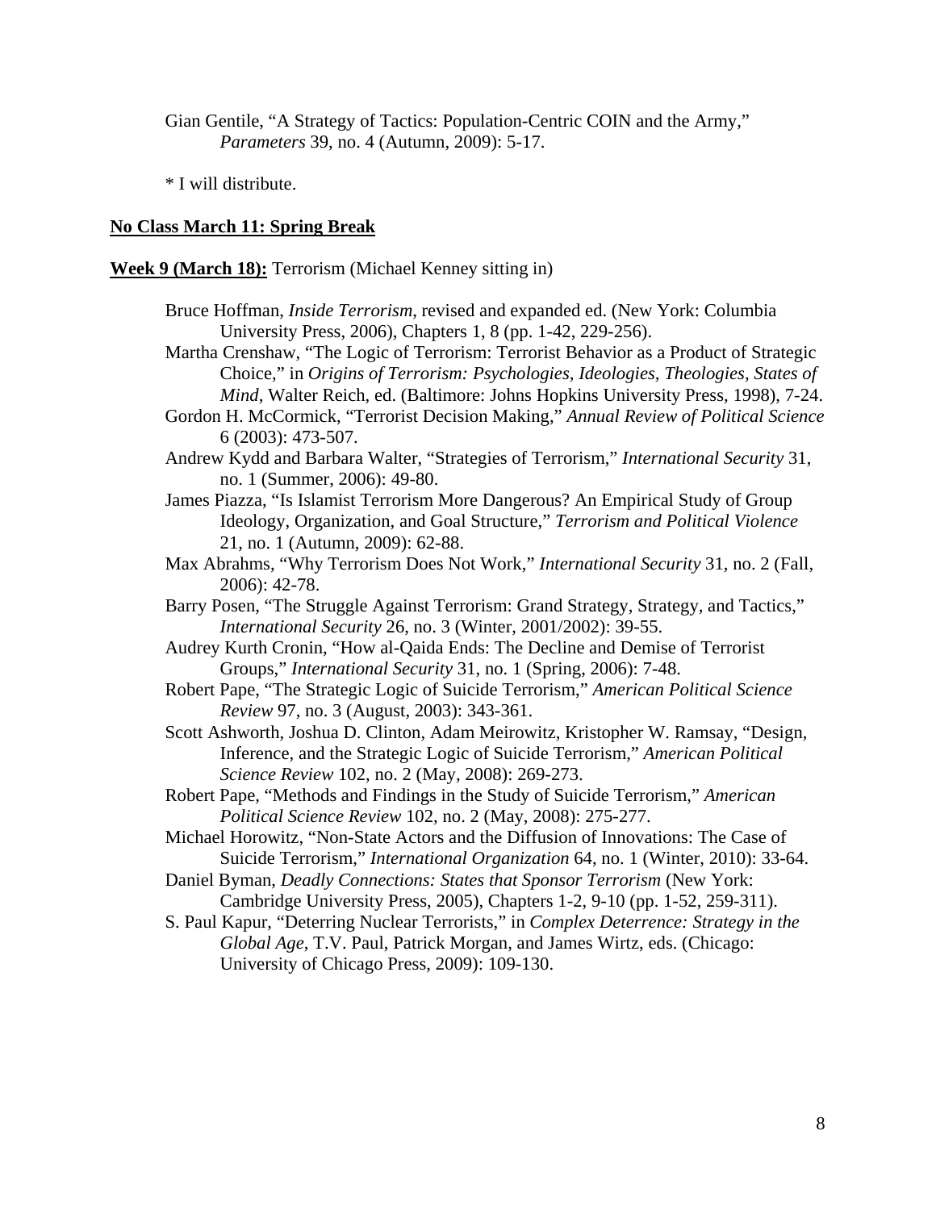Gian Gentile, "A Strategy of Tactics: Population-Centric COIN and the Army," *Parameters* 39, no. 4 (Autumn, 2009): 5-17.

* I will distribute.

**<u>No Class March 11: Spring Break</u>**

**<u>Week 9 (March 18):</u>** Terrorism (Michael Kenney sitting in)

Bruce Hoffman, *Inside Terrorism*, revised and expanded ed. (New York: Columbia University Press, 2006), Chapters 1, 8 (pp. 1-42, 229-256).

Martha Crenshaw, "The Logic of Terrorism: Terrorist Behavior as a Product of Strategic Choice," in *Origins of Terrorism: Psychologies, Ideologies, Theologies, States of Mind*, Walter Reich, ed. (Baltimore: Johns Hopkins University Press, 1998), 7-24.

Gordon H. McCormick, "Terrorist Decision Making," *Annual Review of Political Science* 6 (2003): 473-507.

Andrew Kydd and Barbara Walter, "Strategies of Terrorism," *International Security* 31, no. 1 (Summer, 2006): 49-80.

James Piazza, "Is Islamist Terrorism More Dangerous? An Empirical Study of Group Ideology, Organization, and Goal Structure," *Terrorism and Political Violence* 21, no. 1 (Autumn, 2009): 62-88.

Max Abrahms, "Why Terrorism Does Not Work," *International Security* 31, no. 2 (Fall, 2006): 42-78.

Barry Posen, "The Struggle Against Terrorism: Grand Strategy, Strategy, and Tactics," *International Security* 26, no. 3 (Winter, 2001/2002): 39-55.

Audrey Kurth Cronin, "How al-Qaida Ends: The Decline and Demise of Terrorist Groups," *International Security* 31, no. 1 (Spring, 2006): 7-48.

Robert Pape, "The Strategic Logic of Suicide Terrorism," *American Political Science Review* 97, no. 3 (August, 2003): 343-361.

Scott Ashworth, Joshua D. Clinton, Adam Meirowitz, Kristopher W. Ramsay, "Design, Inference, and the Strategic Logic of Suicide Terrorism," *American Political Science Review* 102, no. 2 (May, 2008): 269-273.

Robert Pape, "Methods and Findings in the Study of Suicide Terrorism," *American Political Science Review* 102, no. 2 (May, 2008): 275-277.

Michael Horowitz, "Non-State Actors and the Diffusion of Innovations: The Case of Suicide Terrorism," *International Organization* 64, no. 1 (Winter, 2010): 33-64.

Daniel Byman, *Deadly Connections: States that Sponsor Terrorism* (New York: Cambridge University Press, 2005), Chapters 1-2, 9-10 (pp. 1-52, 259-311).

S. Paul Kapur, "Deterring Nuclear Terrorists," in *Complex Deterrence: Strategy in the Global Age*, T.V. Paul, Patrick Morgan, and James Wirtz, eds. (Chicago: University of Chicago Press, 2009): 109-130.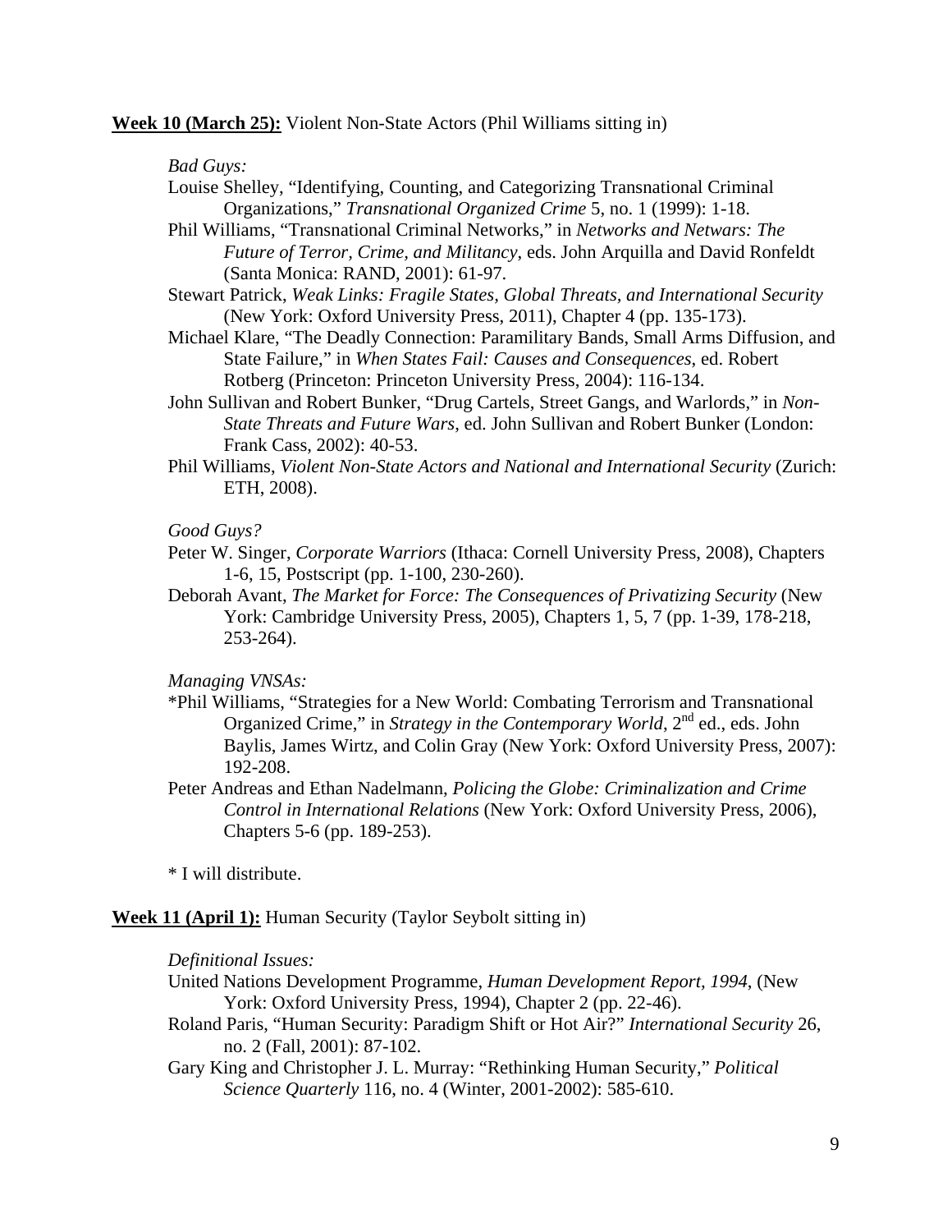**Week 10 (March 25):** Violent Non-State Actors (Phil Williams sitting in)

*Bad Guys:*

Louise Shelley, "Identifying, Counting, and Categorizing Transnational Criminal Organizations," *Transnational Organized Crime* 5, no. 1 (1999): 1-18.

Phil Williams, "Transnational Criminal Networks," in *Networks and Netwars: The Future of Terror, Crime, and Militancy*, eds. John Arquilla and David Ronfeldt (Santa Monica: RAND, 2001): 61-97.

Stewart Patrick, *Weak Links: Fragile States, Global Threats, and International Security* (New York: Oxford University Press, 2011), Chapter 4 (pp. 135-173).

Michael Klare, "The Deadly Connection: Paramilitary Bands, Small Arms Diffusion, and State Failure," in *When States Fail: Causes and Consequences*, ed. Robert Rotberg (Princeton: Princeton University Press, 2004): 116-134.

John Sullivan and Robert Bunker, "Drug Cartels, Street Gangs, and Warlords," in *Non-State Threats and Future Wars*, ed. John Sullivan and Robert Bunker (London: Frank Cass, 2002): 40-53.

Phil Williams, *Violent Non-State Actors and National and International Security* (Zurich: ETH, 2008).

*Good Guys?*

Peter W. Singer, *Corporate Warriors* (Ithaca: Cornell University Press, 2008), Chapters 1-6, 15, Postscript (pp. 1-100, 230-260).

Deborah Avant, *The Market for Force: The Consequences of Privatizing Security* (New York: Cambridge University Press, 2005), Chapters 1, 5, 7 (pp. 1-39, 178-218, 253-264).

*Managing VNSAs:*

*Phil Williams, "Strategies for a New World: Combating Terrorism and Transnational Organized Crime," in *Strategy in the Contemporary World*, 2nd ed., eds. John Baylis, James Wirtz, and Colin Gray (New York: Oxford University Press, 2007): 192-208.

Peter Andreas and Ethan Nadelmann, *Policing the Globe: Criminalization and Crime Control in International Relations* (New York: Oxford University Press, 2006), Chapters 5-6 (pp. 189-253).

* I will distribute.

**Week 11 (April 1):** Human Security (Taylor Seybolt sitting in)

*Definitional Issues:*

United Nations Development Programme, *Human Development Report, 1994*, (New York: Oxford University Press, 1994), Chapter 2 (pp. 22-46).

Roland Paris, "Human Security: Paradigm Shift or Hot Air?" *International Security* 26, no. 2 (Fall, 2001): 87-102.

Gary King and Christopher J. L. Murray: "Rethinking Human Security," *Political Science Quarterly* 116, no. 4 (Winter, 2001-2002): 585-610.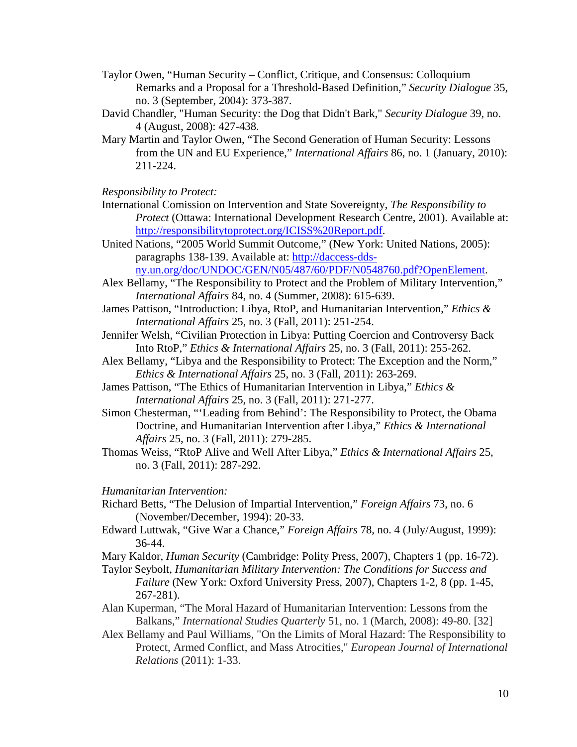Taylor Owen, "Human Security – Conflict, Critique, and Consensus: Colloquium Remarks and a Proposal for a Threshold-Based Definition," *Security Dialogue* 35, no. 3 (September, 2004): 373-387.

David Chandler, "Human Security: the Dog that Didn't Bark," *Security Dialogue* 39, no. 4 (August, 2008): 427-438.

Mary Martin and Taylor Owen, "The Second Generation of Human Security: Lessons from the UN and EU Experience," *International Affairs* 86, no. 1 (January, 2010): 211-224.

*Responsibility to Protect:*

International Comission on Intervention and State Sovereignty, *The Responsibility to Protect* (Ottawa: International Development Research Centre, 2001). Available at: [http://responsibilitytoprotect.org/ICISS%20Report.pdf](http://responsibilitytoprotect.org/ICISS%20Report.pdf).

United Nations, "2005 World Summit Outcome," (New York: United Nations, 2005): paragraphs 138-139. Available at: [http://daccess-dds-ny.un.org/doc/UNDOC/GEN/N05/487/60/PDF/N0548760.pdf?OpenElement](http://daccess-dds-ny.un.org/doc/UNDOC/GEN/N05/487/60/PDF/N0548760.pdf?OpenElement).

Alex Bellamy, "The Responsibility to Protect and the Problem of Military Intervention," *International Affairs* 84, no. 4 (Summer, 2008): 615-639.

James Pattison, "Introduction: Libya, RtoP, and Humanitarian Intervention," *Ethics & International Affairs* 25, no. 3 (Fall, 2011): 251-254.

Jennifer Welsh, "Civilian Protection in Libya: Putting Coercion and Controversy Back Into RtoP," *Ethics & International Affairs* 25, no. 3 (Fall, 2011): 255-262.

Alex Bellamy, "Libya and the Responsibility to Protect: The Exception and the Norm," *Ethics & International Affairs* 25, no. 3 (Fall, 2011): 263-269.

James Pattison, "The Ethics of Humanitarian Intervention in Libya," *Ethics & International Affairs* 25, no. 3 (Fall, 2011): 271-277.

Simon Chesterman, "'Leading from Behind': The Responsibility to Protect, the Obama Doctrine, and Humanitarian Intervention after Libya," *Ethics & International Affairs* 25, no. 3 (Fall, 2011): 279-285.

Thomas Weiss, "RtoP Alive and Well After Libya," *Ethics & International Affairs* 25, no. 3 (Fall, 2011): 287-292.

*Humanitarian Intervention:*

Richard Betts, "The Delusion of Impartial Intervention," *Foreign Affairs* 73, no. 6 (November/December, 1994): 20-33.

Edward Luttwak, "Give War a Chance," *Foreign Affairs* 78, no. 4 (July/August, 1999): 36-44.

Mary Kaldor, *Human Security* (Cambridge: Polity Press, 2007), Chapters 1 (pp. 16-72).

Taylor Seybolt, *Humanitarian Military Intervention: The Conditions for Success and Failure* (New York: Oxford University Press, 2007), Chapters 1-2, 8 (pp. 1-45, 267-281).

Alan Kuperman, "The Moral Hazard of Humanitarian Intervention: Lessons from the Balkans," *International Studies Quarterly* 51, no. 1 (March, 2008): 49-80. [32]

Alex Bellamy and Paul Williams, "On the Limits of Moral Hazard: The Responsibility to Protect, Armed Conflict, and Mass Atrocities," *European Journal of International Relations* (2011): 1-33.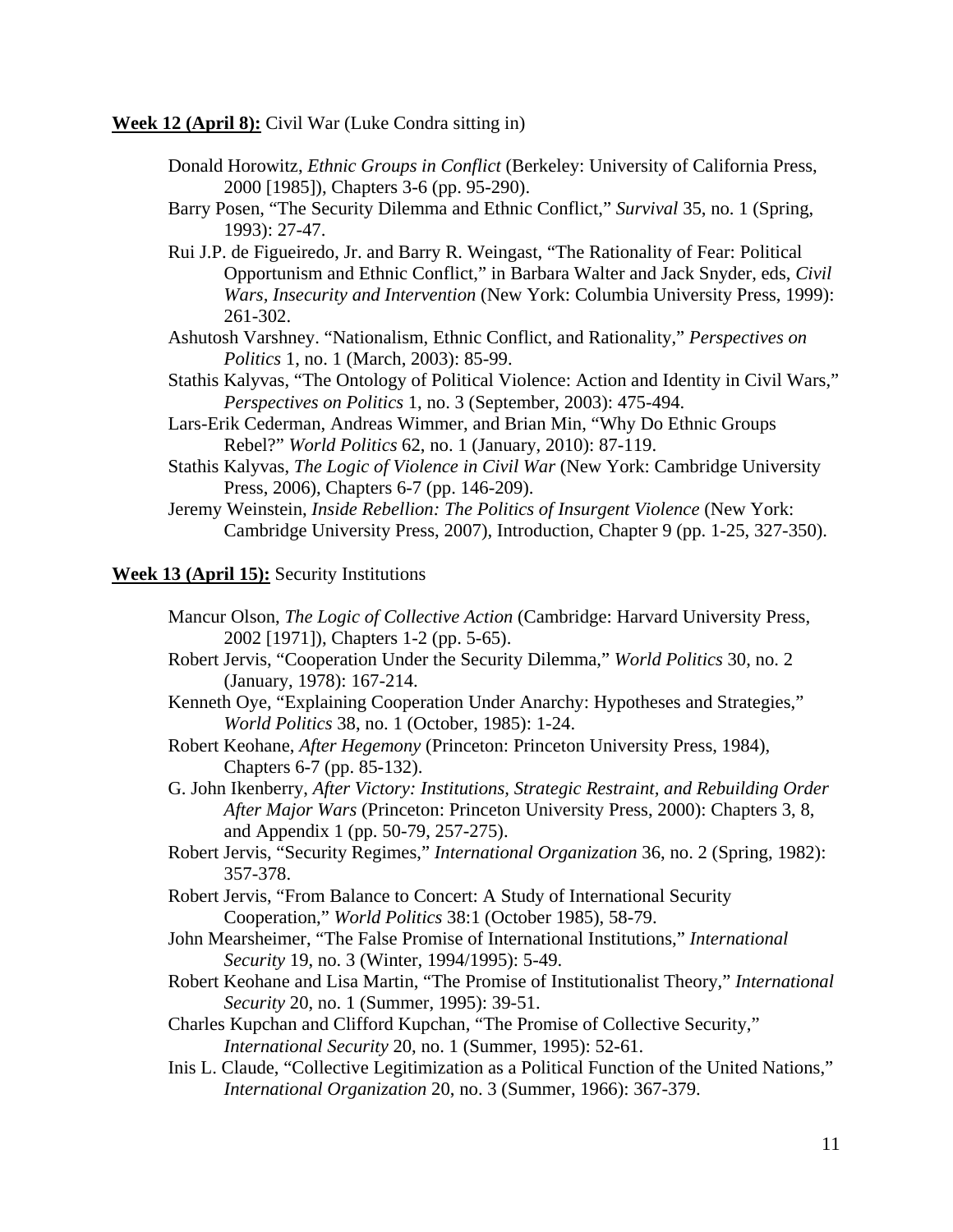**<u>Week 12 (April 8):</u>** Civil War (Luke Condra sitting in)

- Donald Horowitz, *Ethnic Groups in Conflict* (Berkeley: University of California Press, 2000 [1985]), Chapters 3-6 (pp. 95-290).
- Barry Posen, "The Security Dilemma and Ethnic Conflict," *Survival* 35, no. 1 (Spring, 1993): 27-47.
- Rui J.P. de Figueiredo, Jr. and Barry R. Weingast, "The Rationality of Fear: Political Opportunism and Ethnic Conflict," in Barbara Walter and Jack Snyder, eds, *Civil Wars, Insecurity and Intervention* (New York: Columbia University Press, 1999): 261-302.
- Ashutosh Varshney. "Nationalism, Ethnic Conflict, and Rationality," *Perspectives on Politics* 1, no. 1 (March, 2003): 85-99.
- Stathis Kalyvas, "The Ontology of Political Violence: Action and Identity in Civil Wars," *Perspectives on Politics* 1, no. 3 (September, 2003): 475-494.
- Lars-Erik Cederman, Andreas Wimmer, and Brian Min, "Why Do Ethnic Groups Rebel?" *World Politics* 62, no. 1 (January, 2010): 87-119.
- Stathis Kalyvas, *The Logic of Violence in Civil War* (New York: Cambridge University Press, 2006), Chapters 6-7 (pp. 146-209).
- Jeremy Weinstein, *Inside Rebellion: The Politics of Insurgent Violence* (New York: Cambridge University Press, 2007), Introduction, Chapter 9 (pp. 1-25, 327-350).

**<u>Week 13 (April 15):</u>** Security Institutions

- Mancur Olson, *The Logic of Collective Action* (Cambridge: Harvard University Press, 2002 [1971]), Chapters 1-2 (pp. 5-65).
- Robert Jervis, "Cooperation Under the Security Dilemma," *World Politics* 30, no. 2 (January, 1978): 167-214.
- Kenneth Oye, "Explaining Cooperation Under Anarchy: Hypotheses and Strategies," *World Politics* 38, no. 1 (October, 1985): 1-24.
- Robert Keohane, *After Hegemony* (Princeton: Princeton University Press, 1984), Chapters 6-7 (pp. 85-132).
- G. John Ikenberry, *After Victory: Institutions, Strategic Restraint, and Rebuilding Order After Major Wars* (Princeton: Princeton University Press, 2000): Chapters 3, 8, and Appendix 1 (pp. 50-79, 257-275).
- Robert Jervis, "Security Regimes," *International Organization* 36, no. 2 (Spring, 1982): 357-378.
- Robert Jervis, "From Balance to Concert: A Study of International Security Cooperation," *World Politics* 38:1 (October 1985), 58-79.
- John Mearsheimer, "The False Promise of International Institutions," *International Security* 19, no. 3 (Winter, 1994/1995): 5-49.
- Robert Keohane and Lisa Martin, "The Promise of Institutionalist Theory," *International Security* 20, no. 1 (Summer, 1995): 39-51.
- Charles Kupchan and Clifford Kupchan, "The Promise of Collective Security," *International Security* 20, no. 1 (Summer, 1995): 52-61.
- Inis L. Claude, "Collective Legitimization as a Political Function of the United Nations," *International Organization* 20, no. 3 (Summer, 1966): 367-379.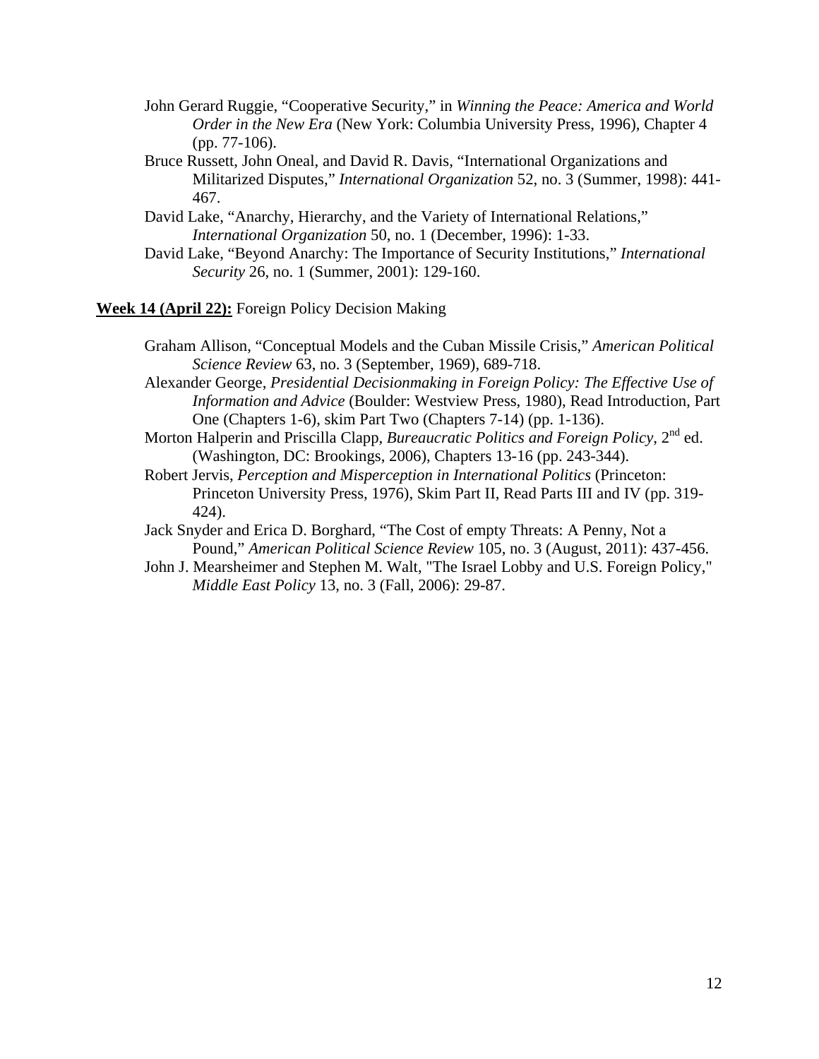John Gerard Ruggie, "Cooperative Security," in *Winning the Peace: America and World Order in the New Era* (New York: Columbia University Press, 1996), Chapter 4 (pp. 77-106).

Bruce Russett, John Oneal, and David R. Davis, "International Organizations and Militarized Disputes," *International Organization* 52, no. 3 (Summer, 1998): 441-467.

David Lake, "Anarchy, Hierarchy, and the Variety of International Relations," *International Organization* 50, no. 1 (December, 1996): 1-33.

David Lake, "Beyond Anarchy: The Importance of Security Institutions," *International Security* 26, no. 1 (Summer, 2001): 129-160.

**Week 14 (April 22):** Foreign Policy Decision Making

Graham Allison, "Conceptual Models and the Cuban Missile Crisis," *American Political Science Review* 63, no. 3 (September, 1969), 689-718.

Alexander George, *Presidential Decisionmaking in Foreign Policy: The Effective Use of Information and Advice* (Boulder: Westview Press, 1980), Read Introduction, Part One (Chapters 1-6), skim Part Two (Chapters 7-14) (pp. 1-136).

Morton Halperin and Priscilla Clapp, *Bureaucratic Politics and Foreign Policy*, 2nd ed. (Washington, DC: Brookings, 2006), Chapters 13-16 (pp. 243-344).

Robert Jervis, *Perception and Misperception in International Politics* (Princeton: Princeton University Press, 1976), Skim Part II, Read Parts III and IV (pp. 319-424).

Jack Snyder and Erica D. Borghard, "The Cost of empty Threats: A Penny, Not a Pound," *American Political Science Review* 105, no. 3 (August, 2011): 437-456.

John J. Mearsheimer and Stephen M. Walt, "The Israel Lobby and U.S. Foreign Policy," *Middle East Policy* 13, no. 3 (Fall, 2006): 29-87.